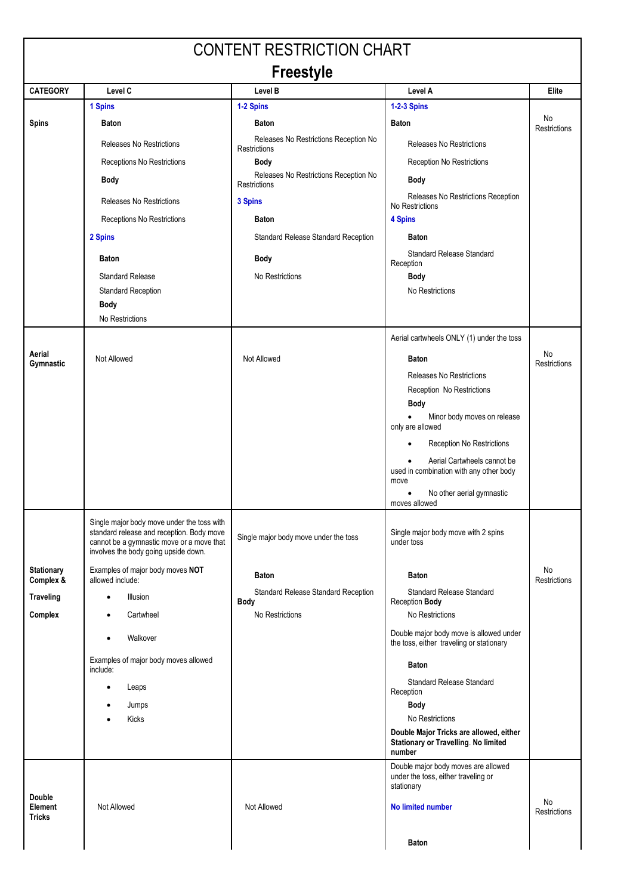# CONTENT RESTRICTION CHART

## Freestyle

| CATEGORY | Level C | Level B | Level A | Elite |
|---|---|---|---|---|
| **Spins** | **1 Spins**<br>**Baton**<br>Releases No Restrictions<br>Receptions No Restrictions<br>**Body**<br>Releases No Restrictions<br>Receptions No Restrictions<br>**2 Spins**<br>**Baton**<br>Standard Release<br>Standard Reception<br>**Body**<br>No Restrictions | **1-2 Spins**<br>**Baton**<br>Releases No Restrictions Reception No Restrictions<br>**Body**<br>Releases No Restrictions Reception No Restrictions<br>**3 Spins**<br>**Baton**<br>Standard Release Standard Reception<br>**Body**<br>No Restrictions | **1-2-3 Spins**<br>**Baton**<br>Releases No Restrictions<br>Reception No Restrictions<br>**Body**<br>Releases No Restrictions Reception No Restrictions<br>**4 Spins**<br>**Baton**<br>Standard Release Standard Reception<br>**Body**<br>No Restrictions | No Restrictions |
| **Aerial Gymnastic** | Not Allowed | Not Allowed | Aerial cartwheels ONLY (1) under the toss<br>**Baton**<br>Releases No Restrictions<br>Reception No Restrictions<br>**Body**<br>• Minor body moves on release only are allowed<br>• Reception No Restrictions<br>• Aerial Cartwheels cannot be used in combination with any other body move<br>• No other aerial gymnastic moves allowed | No Restrictions |
| **Stationary Complex & Traveling Complex** | Single major body move under the toss with standard release and reception. Body move cannot be a gymnastic move or a move that involves the body going upside down.<br>Examples of major body moves **NOT** allowed include:<br>• Illusion<br>• Cartwheel<br>• Walkover<br>Examples of major body moves allowed include:<br>• Leaps<br>• Jumps<br>• Kicks | Single major body move under the toss<br>**Baton**<br>Standard Release Standard Reception<br>**Body**<br>No Restrictions | Single major body move with 2 spins under toss<br>**Baton**<br>Standard Release Standard Reception **Body**<br>No Restrictions<br>Double major body move is allowed under the toss, either traveling or stationary<br>**Baton**<br>Standard Release Standard Reception<br>**Body**<br>No Restrictions<br>**Double Major Tricks are allowed, either Stationary or Travelling. No limited number** | No Restrictions |
| **Double Element Tricks** | Not Allowed | Not Allowed | Double major body moves are allowed under the toss, either traveling or stationary<br>**No limited number**<br>**Baton** | No Restrictions |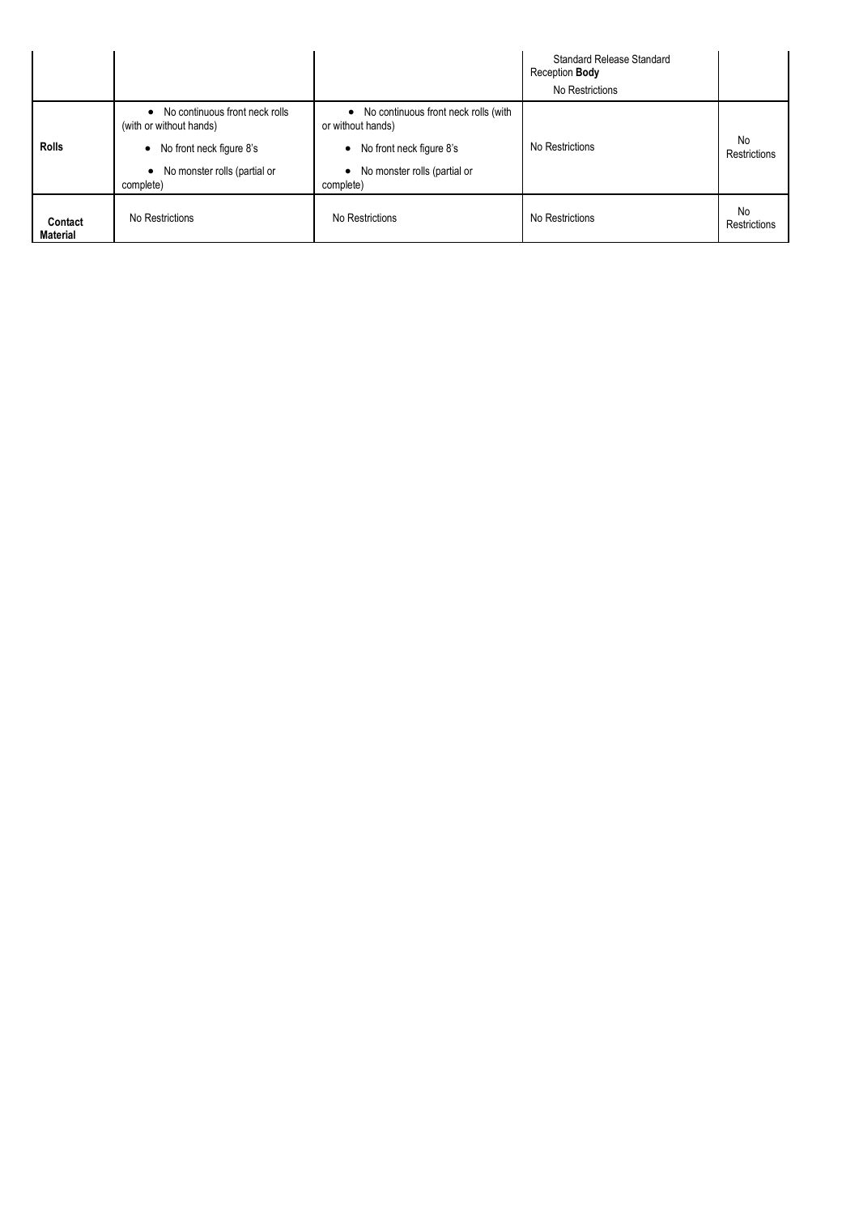| | | | | |
|---|---|---|---|---|
| | | | Standard Release Standard Reception **Body**<br><br>No Restrictions | |
| **Rolls** | • No continuous front neck rolls (with or without hands)<br>• No front neck figure 8's<br>• No monster rolls (partial or complete) | • No continuous front neck rolls (with or without hands)<br>• No front neck figure 8's<br>• No monster rolls (partial or complete) | No Restrictions | No Restrictions |
| **Contact Material** | No Restrictions | No Restrictions | No Restrictions | No Restrictions |